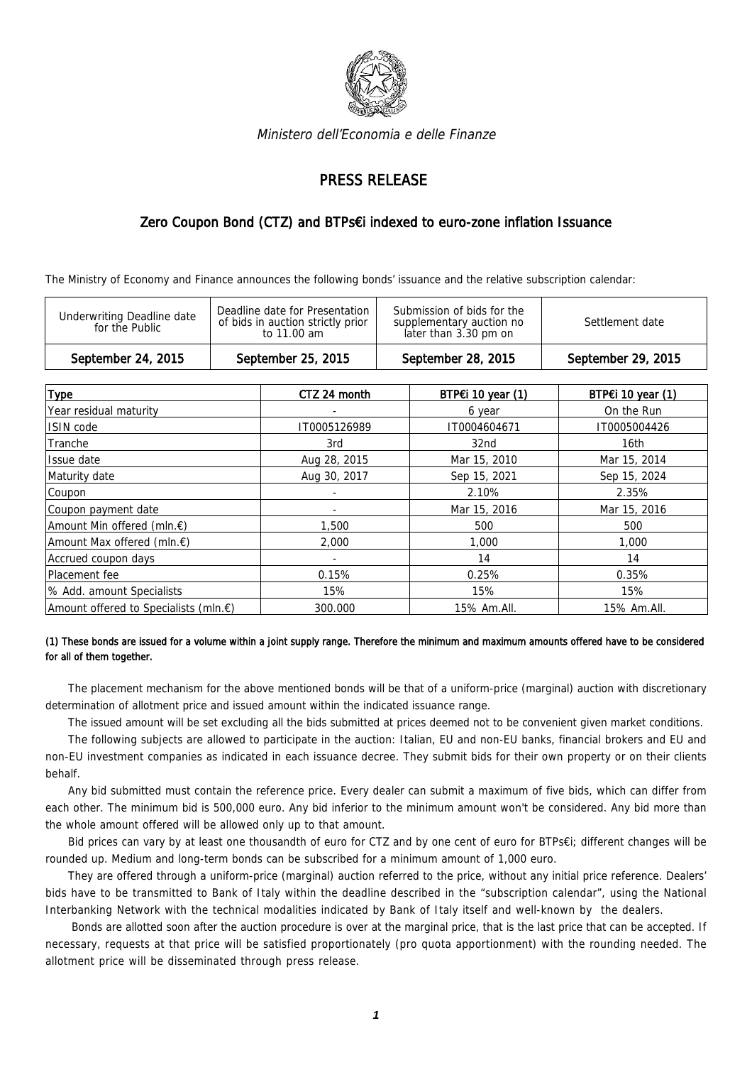*Ministero dell'Economia e delle Finanze*

# PRESS RELEASE

## Zero Coupon Bond (CTZ) and BTPs€i indexed to euro-zone inflation Issuance

The Ministry of Economy and Finance announces the following bonds' issuance and the relative subscription calendar:

| Underwriting Deadline date for the Public | Deadline date for Presentation of bids in auction strictly prior to 11.00 am | Submission of bids for the supplementary auction no later than 3.30 pm on | Settlement date |
|---|---|---|---|
| September 24, 2015 | September 25, 2015 | September 28, 2015 | September 29, 2015 |

| Type | CTZ 24 month | BTP€i 10 year (1) | BTP€i 10 year (1) |
|---|---|---|---|
| Year residual maturity | - | 6 year | On the Run |
| ISIN code | IT0005126989 | IT0004604671 | IT0005004426 |
| Tranche | 3rd | 32nd | 16th |
| Issue date | Aug 28, 2015 | Mar 15, 2010 | Mar 15, 2014 |
| Maturity date | Aug 30, 2017 | Sep 15, 2021 | Sep 15, 2024 |
| Coupon | - | 2.10% | 2.35% |
| Coupon payment date | - | Mar 15, 2016 | Mar 15, 2016 |
| Amount Min offered (mln.€) | 1,500 | 500 | 500 |
| Amount Max offered (mln.€) | 2,000 | 1,000 | 1,000 |
| Accrued coupon days | - | 14 | 14 |
| Placement fee | 0.15% | 0.25% | 0.35% |
| % Add. amount Specialists | 15% | 15% | 15% |
| Amount offered to Specialists (mln.€) | 300.000 | 15% Am.All. | 15% Am.All. |

**(1) These bonds are issued for a volume within a joint supply range. Therefore the minimum and maximum amounts offered have to be considered for all of them together.**

The placement mechanism for the above mentioned bonds will be that of a uniform-price (marginal) auction with discretionary determination of allotment price and issued amount within the indicated issuance range.

The issued amount will be set excluding all the bids submitted at prices deemed not to be convenient given market conditions.

The following subjects are allowed to participate in the auction: Italian, EU and non-EU banks, financial brokers and EU and non-EU investment companies as indicated in each issuance decree. They submit bids for their own property or on their clients behalf.

Any bid submitted must contain the reference price. Every dealer can submit a maximum of five bids, which can differ from each other. The minimum bid is 500,000 euro. Any bid inferior to the minimum amount won't be considered. Any bid more than the whole amount offered will be allowed only up to that amount.

Bid prices can vary by at least one thousandth of euro for CTZ and by one cent of euro for BTPs€i; different changes will be rounded up. Medium and long-term bonds can be subscribed for a minimum amount of 1,000 euro.

They are offered through a uniform-price (marginal) auction referred to the price, without any initial price reference. Dealers' bids have to be transmitted to Bank of Italy within the deadline described in the "subscription calendar", using the National Interbanking Network with the technical modalities indicated by Bank of Italy itself and well-known by the dealers.

Bonds are allotted soon after the auction procedure is over at the marginal price, that is the last price that can be accepted. If necessary, requests at that price will be satisfied proportionately (pro quota apportionment) with the rounding needed. The allotment price will be disseminated through press release.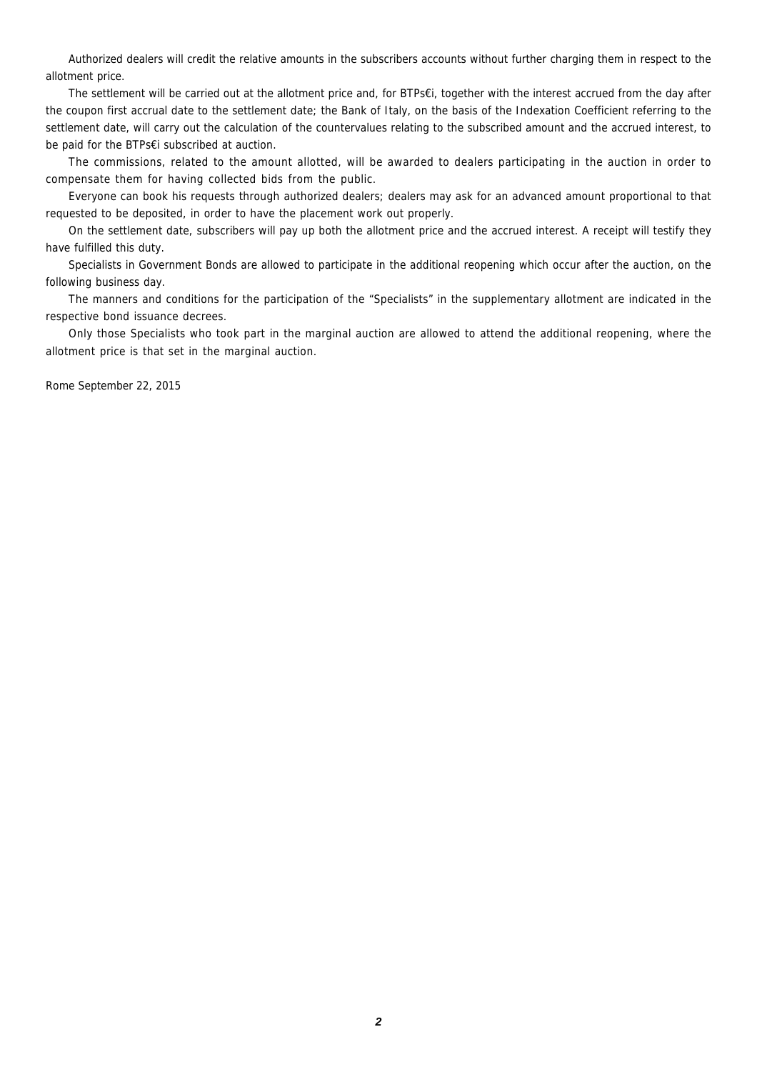Authorized dealers will credit the relative amounts in the subscribers accounts without further charging them in respect to the allotment price.

The settlement will be carried out at the allotment price and, for BTPs€i, together with the interest accrued from the day after the coupon first accrual date to the settlement date; the Bank of Italy, on the basis of the Indexation Coefficient referring to the settlement date, will carry out the calculation of the countervalues relating to the subscribed amount and the accrued interest, to be paid for the BTPs€i subscribed at auction.

The commissions, related to the amount allotted, will be awarded to dealers participating in the auction in order to compensate them for having collected bids from the public.

Everyone can book his requests through authorized dealers; dealers may ask for an advanced amount proportional to that requested to be deposited, in order to have the placement work out properly.

On the settlement date, subscribers will pay up both the allotment price and the accrued interest. A receipt will testify they have fulfilled this duty.

Specialists in Government Bonds are allowed to participate in the additional reopening which occur after the auction, on the following business day.

The manners and conditions for the participation of the "Specialists" in the supplementary allotment are indicated in the respective bond issuance decrees.

Only those Specialists who took part in the marginal auction are allowed to attend the additional reopening, where the allotment price is that set in the marginal auction.

Rome September 22, 2015